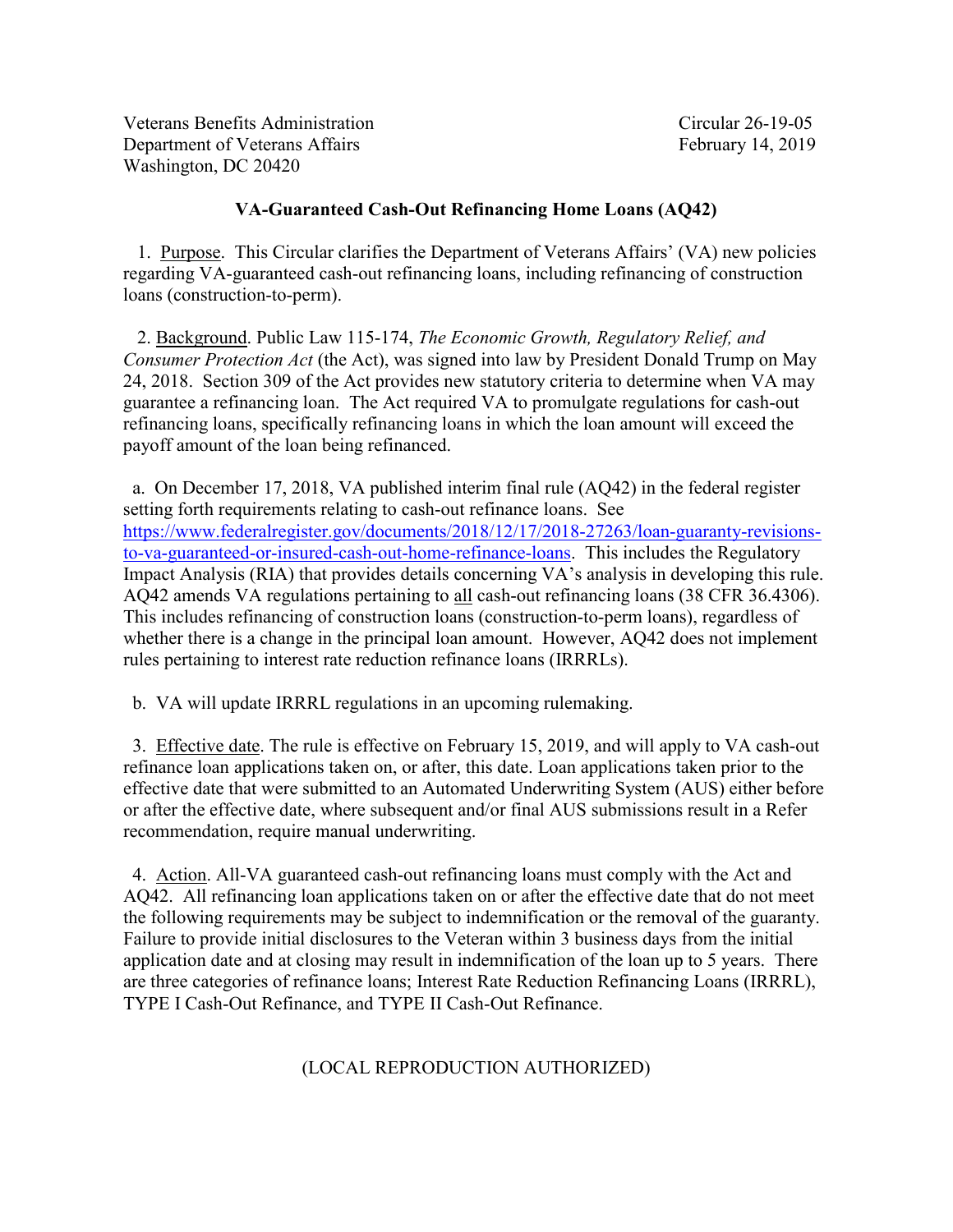Veterans Benefits Administration
Department of Veterans Affairs
Washington, DC 20420

Circular 26-19-05
February 14, 2019

## VA-Guaranteed Cash-Out Refinancing Home Loans (AQ42)

1. Purpose. This Circular clarifies the Department of Veterans Affairs' (VA) new policies regarding VA-guaranteed cash-out refinancing loans, including refinancing of construction loans (construction-to-perm).

2. Background. Public Law 115-174, *The Economic Growth, Regulatory Relief, and Consumer Protection Act* (the Act), was signed into law by President Donald Trump on May 24, 2018. Section 309 of the Act provides new statutory criteria to determine when VA may guarantee a refinancing loan. The Act required VA to promulgate regulations for cash-out refinancing loans, specifically refinancing loans in which the loan amount will exceed the payoff amount of the loan being refinanced.

a. On December 17, 2018, VA published interim final rule (AQ42) in the federal register setting forth requirements relating to cash-out refinance loans. See [https://www.federalregister.gov/documents/2018/12/17/2018-27263/loan-guaranty-revisions-to-va-guaranteed-or-insured-cash-out-home-refinance-loans](https://www.federalregister.gov/documents/2018/12/17/2018-27263/loan-guaranty-revisions-to-va-guaranteed-or-insured-cash-out-home-refinance-loans). This includes the Regulatory Impact Analysis (RIA) that provides details concerning VA's analysis in developing this rule. AQ42 amends VA regulations pertaining to all cash-out refinancing loans (38 CFR 36.4306). This includes refinancing of construction loans (construction-to-perm loans), regardless of whether there is a change in the principal loan amount. However, AQ42 does not implement rules pertaining to interest rate reduction refinance loans (IRRRLs).

b. VA will update IRRRL regulations in an upcoming rulemaking.

3. Effective date. The rule is effective on February 15, 2019, and will apply to VA cash-out refinance loan applications taken on, or after, this date. Loan applications taken prior to the effective date that were submitted to an Automated Underwriting System (AUS) either before or after the effective date, where subsequent and/or final AUS submissions result in a Refer recommendation, require manual underwriting.

4. Action. All-VA guaranteed cash-out refinancing loans must comply with the Act and AQ42. All refinancing loan applications taken on or after the effective date that do not meet the following requirements may be subject to indemnification or the removal of the guaranty. Failure to provide initial disclosures to the Veteran within 3 business days from the initial application date and at closing may result in indemnification of the loan up to 5 years. There are three categories of refinance loans; Interest Rate Reduction Refinancing Loans (IRRRL), TYPE I Cash-Out Refinance, and TYPE II Cash-Out Refinance.

(LOCAL REPRODUCTION AUTHORIZED)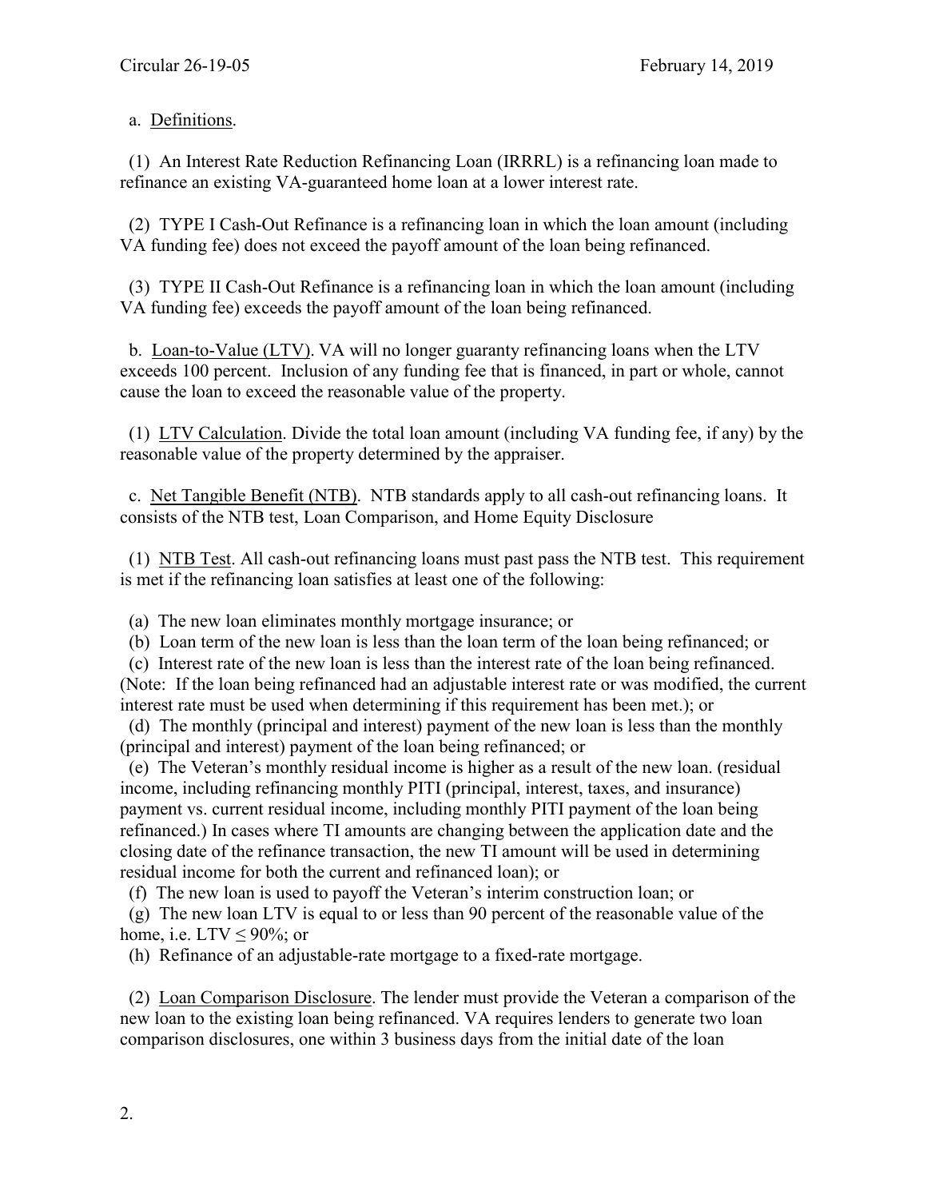a. Definitions.

(1) An Interest Rate Reduction Refinancing Loan (IRRRL) is a refinancing loan made to refinance an existing VA-guaranteed home loan at a lower interest rate.

(2) TYPE I Cash-Out Refinance is a refinancing loan in which the loan amount (including VA funding fee) does not exceed the payoff amount of the loan being refinanced.

(3) TYPE II Cash-Out Refinance is a refinancing loan in which the loan amount (including VA funding fee) exceeds the payoff amount of the loan being refinanced.

b. Loan-to-Value (LTV). VA will no longer guaranty refinancing loans when the LTV exceeds 100 percent. Inclusion of any funding fee that is financed, in part or whole, cannot cause the loan to exceed the reasonable value of the property.

(1) LTV Calculation. Divide the total loan amount (including VA funding fee, if any) by the reasonable value of the property determined by the appraiser.

c. Net Tangible Benefit (NTB). NTB standards apply to all cash-out refinancing loans. It consists of the NTB test, Loan Comparison, and Home Equity Disclosure

(1) NTB Test. All cash-out refinancing loans must past pass the NTB test. This requirement is met if the refinancing loan satisfies at least one of the following:

(a) The new loan eliminates monthly mortgage insurance; or
(b) Loan term of the new loan is less than the loan term of the loan being refinanced; or
(c) Interest rate of the new loan is less than the interest rate of the loan being refinanced. (Note: If the loan being refinanced had an adjustable interest rate or was modified, the current interest rate must be used when determining if this requirement has been met.); or
(d) The monthly (principal and interest) payment of the new loan is less than the monthly (principal and interest) payment of the loan being refinanced; or
(e) The Veteran's monthly residual income is higher as a result of the new loan. (residual income, including refinancing monthly PITI (principal, interest, taxes, and insurance) payment vs. current residual income, including monthly PITI payment of the loan being refinanced.) In cases where TI amounts are changing between the application date and the closing date of the refinance transaction, the new TI amount will be used in determining residual income for both the current and refinanced loan); or
(f) The new loan is used to payoff the Veteran's interim construction loan; or
(g) The new loan LTV is equal to or less than 90 percent of the reasonable value of the home, i.e. LTV $\leq$ 90%; or
(h) Refinance of an adjustable-rate mortgage to a fixed-rate mortgage.

(2) Loan Comparison Disclosure. The lender must provide the Veteran a comparison of the new loan to the existing loan being refinanced. VA requires lenders to generate two loan comparison disclosures, one within 3 business days from the initial date of the loan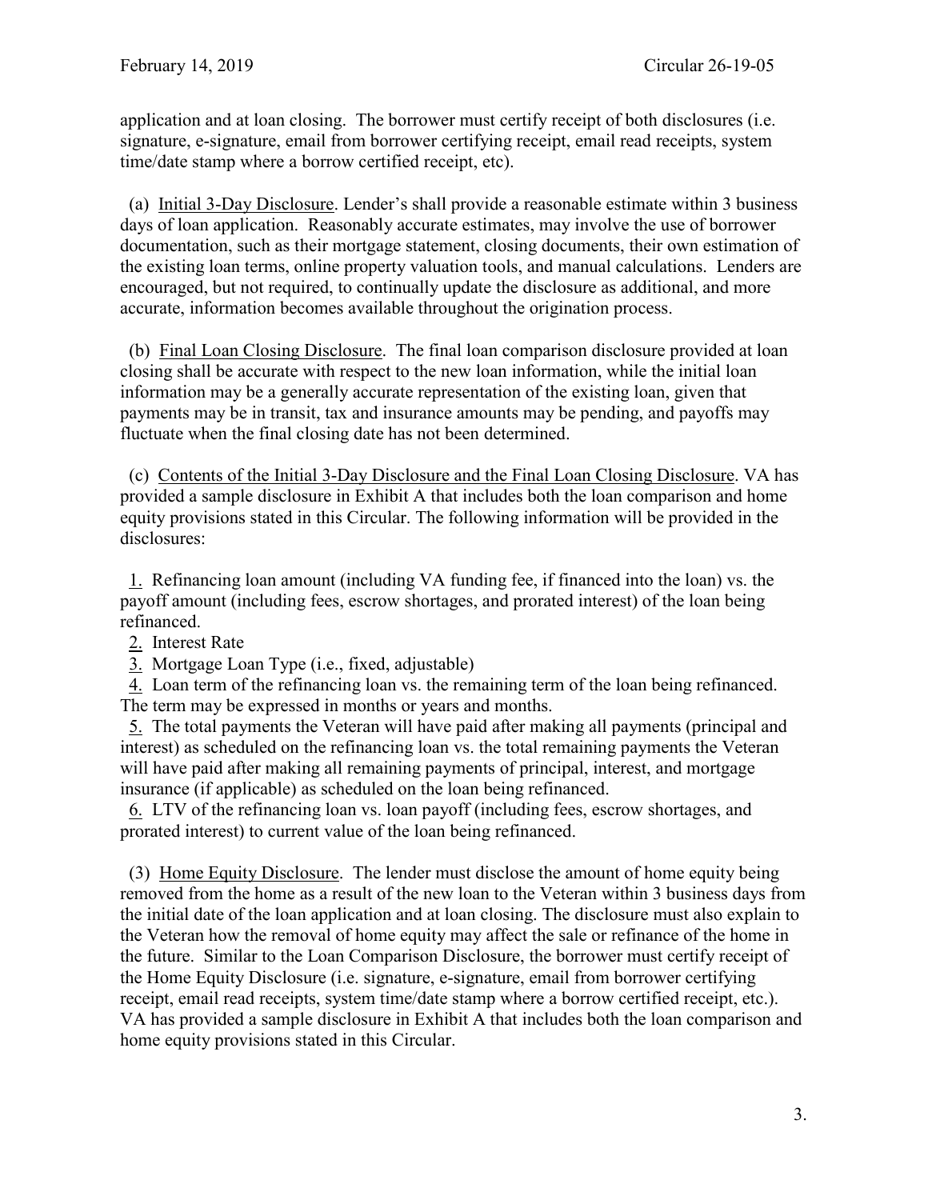application and at loan closing. The borrower must certify receipt of both disclosures (i.e. signature, e-signature, email from borrower certifying receipt, email read receipts, system time/date stamp where a borrow certified receipt, etc).

(a) Initial 3-Day Disclosure. Lender's shall provide a reasonable estimate within 3 business days of loan application. Reasonably accurate estimates, may involve the use of borrower documentation, such as their mortgage statement, closing documents, their own estimation of the existing loan terms, online property valuation tools, and manual calculations. Lenders are encouraged, but not required, to continually update the disclosure as additional, and more accurate, information becomes available throughout the origination process.

(b) Final Loan Closing Disclosure. The final loan comparison disclosure provided at loan closing shall be accurate with respect to the new loan information, while the initial loan information may be a generally accurate representation of the existing loan, given that payments may be in transit, tax and insurance amounts may be pending, and payoffs may fluctuate when the final closing date has not been determined.

(c) Contents of the Initial 3-Day Disclosure and the Final Loan Closing Disclosure. VA has provided a sample disclosure in Exhibit A that includes both the loan comparison and home equity provisions stated in this Circular. The following information will be provided in the disclosures:

1. Refinancing loan amount (including VA funding fee, if financed into the loan) vs. the payoff amount (including fees, escrow shortages, and prorated interest) of the loan being refinanced.
2. Interest Rate
3. Mortgage Loan Type (i.e., fixed, adjustable)
4. Loan term of the refinancing loan vs. the remaining term of the loan being refinanced. The term may be expressed in months or years and months.
5. The total payments the Veteran will have paid after making all payments (principal and interest) as scheduled on the refinancing loan vs. the total remaining payments the Veteran will have paid after making all remaining payments of principal, interest, and mortgage insurance (if applicable) as scheduled on the loan being refinanced.
6. LTV of the refinancing loan vs. loan payoff (including fees, escrow shortages, and prorated interest) to current value of the loan being refinanced.

(3) Home Equity Disclosure. The lender must disclose the amount of home equity being removed from the home as a result of the new loan to the Veteran within 3 business days from the initial date of the loan application and at loan closing. The disclosure must also explain to the Veteran how the removal of home equity may affect the sale or refinance of the home in the future. Similar to the Loan Comparison Disclosure, the borrower must certify receipt of the Home Equity Disclosure (i.e. signature, e-signature, email from borrower certifying receipt, email read receipts, system time/date stamp where a borrow certified receipt, etc.). VA has provided a sample disclosure in Exhibit A that includes both the loan comparison and home equity provisions stated in this Circular.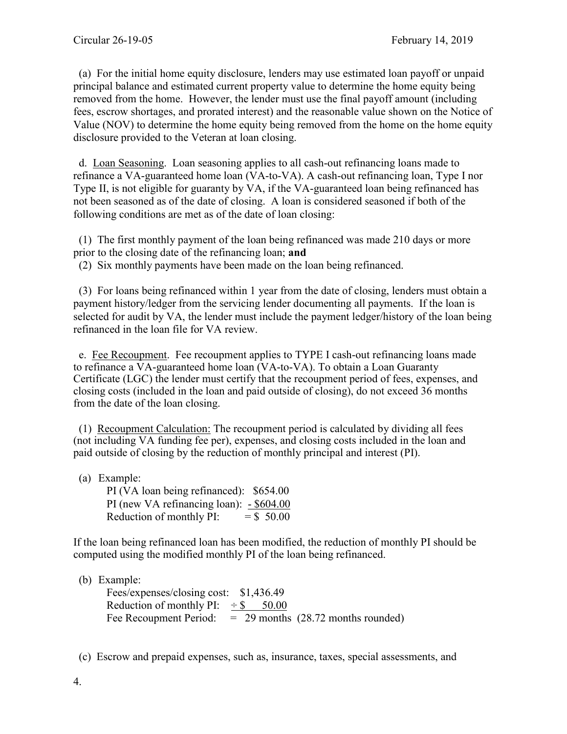(a) For the initial home equity disclosure, lenders may use estimated loan payoff or unpaid principal balance and estimated current property value to determine the home equity being removed from the home. However, the lender must use the final payoff amount (including fees, escrow shortages, and prorated interest) and the reasonable value shown on the Notice of Value (NOV) to determine the home equity being removed from the home on the home equity disclosure provided to the Veteran at loan closing.

d. Loan Seasoning. Loan seasoning applies to all cash-out refinancing loans made to refinance a VA-guaranteed home loan (VA-to-VA). A cash-out refinancing loan, Type I nor Type II, is not eligible for guaranty by VA, if the VA-guaranteed loan being refinanced has not been seasoned as of the date of closing. A loan is considered seasoned if both of the following conditions are met as of the date of loan closing:

(1) The first monthly payment of the loan being refinanced was made 210 days or more prior to the closing date of the refinancing loan; **and**
(2) Six monthly payments have been made on the loan being refinanced.

(3) For loans being refinanced within 1 year from the date of closing, lenders must obtain a payment history/ledger from the servicing lender documenting all payments. If the loan is selected for audit by VA, the lender must include the payment ledger/history of the loan being refinanced in the loan file for VA review.

e. Fee Recoupment. Fee recoupment applies to TYPE I cash-out refinancing loans made to refinance a VA-guaranteed home loan (VA-to-VA). To obtain a Loan Guaranty Certificate (LGC) the lender must certify that the recoupment period of fees, expenses, and closing costs (included in the loan and paid outside of closing), do not exceed 36 months from the date of the loan closing.

(1) Recoupment Calculation: The recoupment period is calculated by dividing all fees (not including VA funding fee per), expenses, and closing costs included in the loan and paid outside of closing by the reduction of monthly principal and interest (PI).

(a) Example:

| | |
|---|---|
| PI (VA loan being refinanced): | $654.00 |
| PI (new VA refinancing loan): | - $604.00 |
| Reduction of monthly PI: | = $ 50.00 |

If the loan being refinanced loan has been modified, the reduction of monthly PI should be computed using the modified monthly PI of the loan being refinanced.

(b) Example:

| | |
|---|---|
| Fees/expenses/closing cost: | $1,436.49 |
| Reduction of monthly PI: | ÷ $ 50.00 |
| Fee Recoupment Period: | = 29 months (28.72 months rounded) |

(c) Escrow and prepaid expenses, such as, insurance, taxes, special assessments, and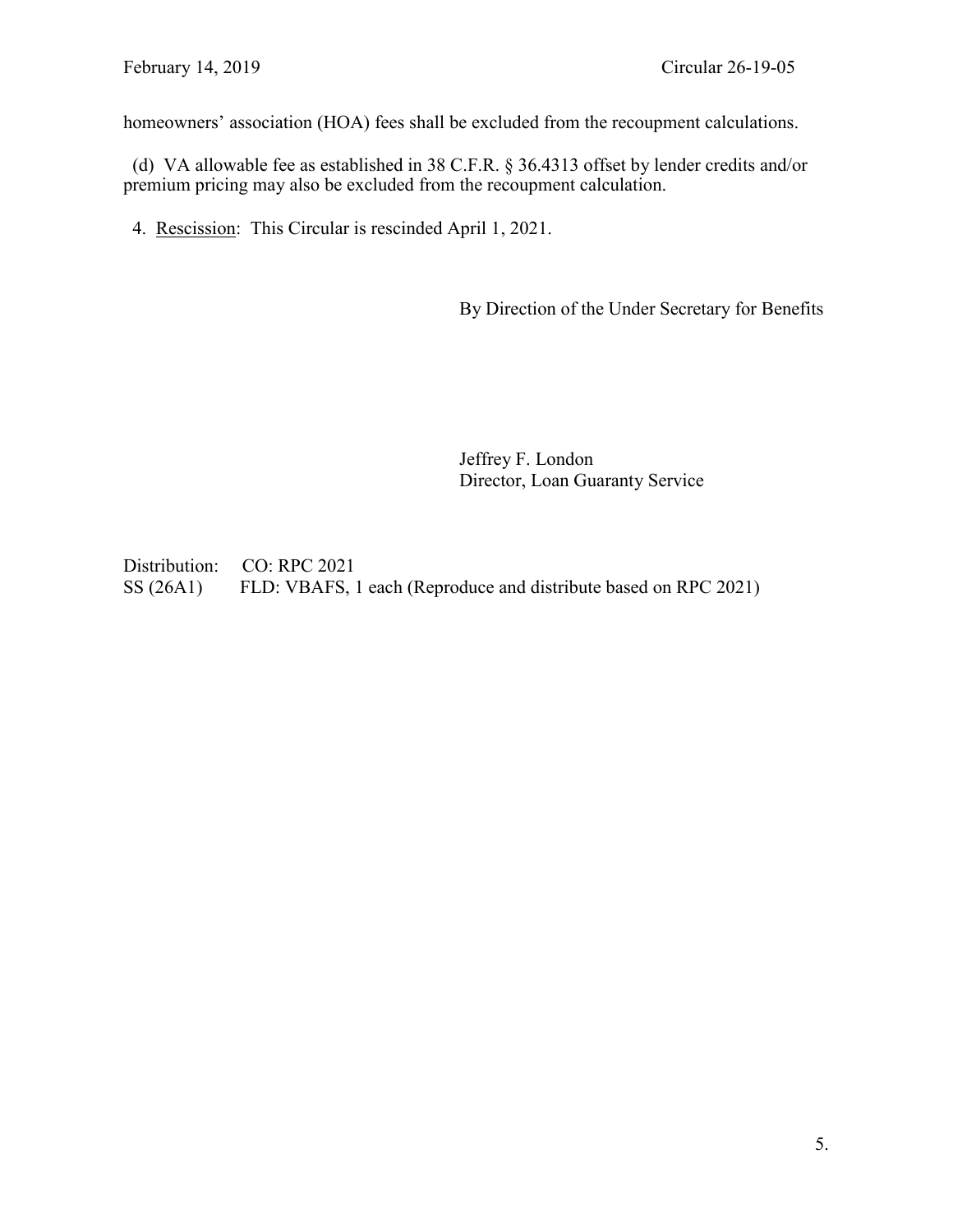homeowners' association (HOA) fees shall be excluded from the recoupment calculations.

(d) VA allowable fee as established in 38 C.F.R. § 36.4313 offset by lender credits and/or premium pricing may also be excluded from the recoupment calculation.

4. Rescission: This Circular is rescinded April 1, 2021.

By Direction of the Under Secretary for Benefits

Jeffrey F. London
Director, Loan Guaranty Service

Distribution: CO: RPC 2021
SS (26A1) FLD: VBAFS, 1 each (Reproduce and distribute based on RPC 2021)